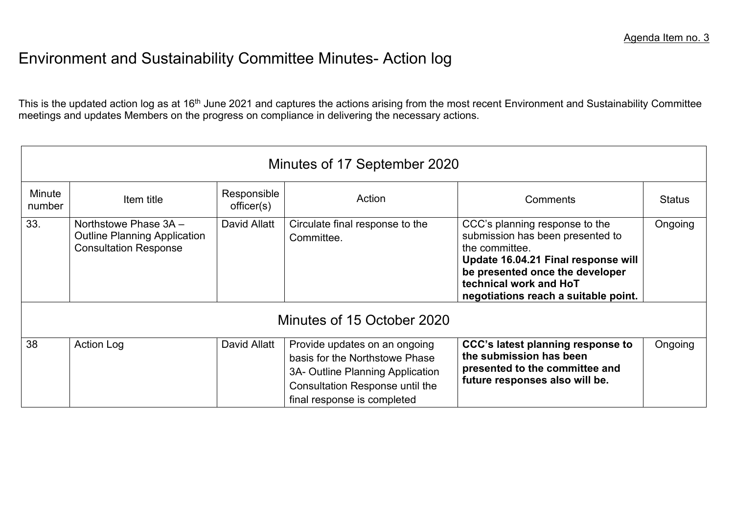Agenda Item no. 3

# Environment and Sustainability Committee Minutes- Action log

This is the updated action log as at 16th June 2021 and captures the actions arising from the most recent Environment and Sustainability Committee meetings and updates Members on the progress on compliance in delivering the necessary actions.

| Minutes of 17 September 2020 | | | | | |
|---|---|---|---|---|---|
| Minute number | Item title | Responsible officer(s) | Action | Comments | Status |
| 33. | Northstowe Phase 3A – Outline Planning Application Consultation Response | David Allatt | Circulate final response to the Committee. | CCC's planning response to the submission has been presented to the committee. **Update 16.04.21 Final response will be presented once the developer technical work and HoT negotiations reach a suitable point.** | Ongoing |
| **Minutes of 15 October 2020** | | | | | |
| 38 | Action Log | David Allatt | Provide updates on an ongoing basis for the Northstowe Phase 3A- Outline Planning Application Consultation Response until the final response is completed | **CCC's latest planning response to the submission has been presented to the committee and future responses also will be.** | Ongoing |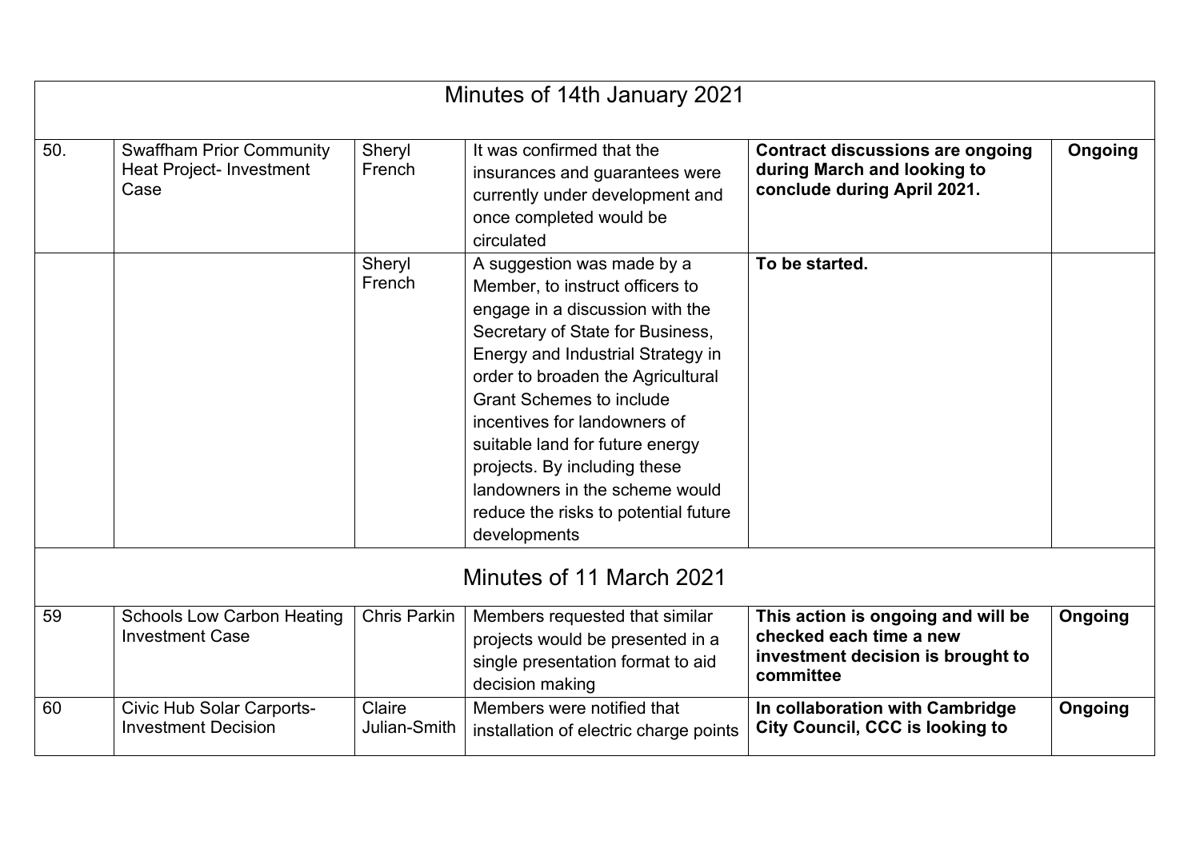| Minutes of 14th January 2021 | | | | | |
|---|---|---|---|---|---|
| 50. | Swaffham Prior Community Heat Project- Investment Case | Sheryl French | It was confirmed that the insurances and guarantees were currently under development and once completed would be circulated | **Contract discussions are ongoing during March and looking to conclude during April 2021.** | **Ongoing** |
| | | Sheryl French | A suggestion was made by a Member, to instruct officers to engage in a discussion with the Secretary of State for Business, Energy and Industrial Strategy in order to broaden the Agricultural Grant Schemes to include incentives for landowners of suitable land for future energy projects. By including these landowners in the scheme would reduce the risks to potential future developments | **To be started.** | |
| **Minutes of 11 March 2021** | | | | | |
| 59 | Schools Low Carbon Heating Investment Case | Chris Parkin | Members requested that similar projects would be presented in a single presentation format to aid decision making | **This action is ongoing and will be checked each time a new investment decision is brought to committee** | **Ongoing** |
| 60 | Civic Hub Solar Carports- Investment Decision | Claire Julian-Smith | Members were notified that installation of electric charge points | **In collaboration with Cambridge City Council, CCC is looking to** | **Ongoing** |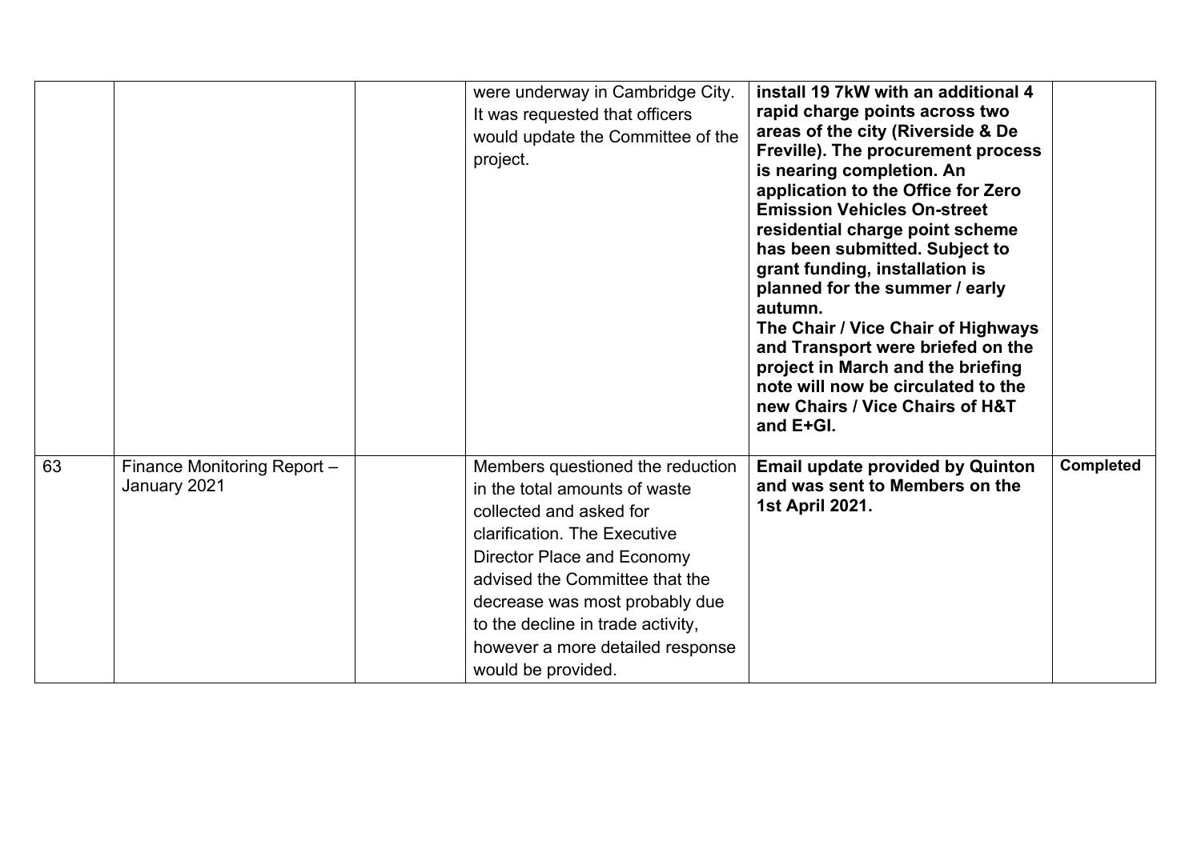| | | | | | |
|---|---|---|---|---|---|
| | | | were underway in Cambridge City. It was requested that officers would update the Committee of the project. | **install 19 7kW with an additional 4 rapid charge points across two areas of the city (Riverside & De Freville). The procurement process is nearing completion. An application to the Office for Zero Emission Vehicles On-street residential charge point scheme has been submitted. Subject to grant funding, installation is planned for the summer / early autumn.**<br>**The Chair / Vice Chair of Highways and Transport were briefed on the project in March and the briefing note will now be circulated to the new Chairs / Vice Chairs of H&T and E+GI.** | |
| 63 | Finance Monitoring Report – January 2021 | | Members questioned the reduction in the total amounts of waste collected and asked for clarification. The Executive Director Place and Economy advised the Committee that the decrease was most probably due to the decline in trade activity, however a more detailed response would be provided. | **Email update provided by Quinton and was sent to Members on the 1st April 2021.** | **Completed** |